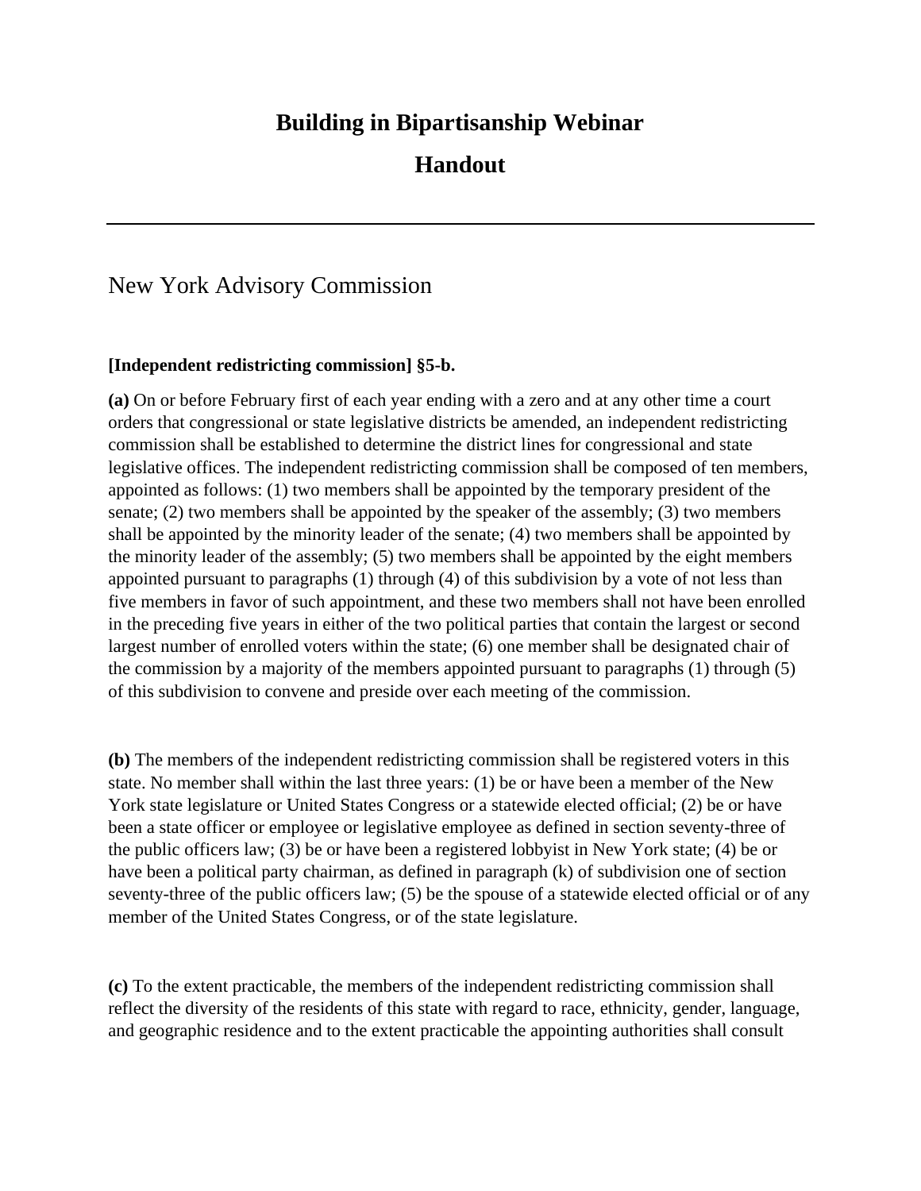# Building in Bipartisanship Webinar

# Handout

---

## New York Advisory Commission

**[Independent redistricting commission] §5-b.**

**(a)** On or before February first of each year ending with a zero and at any other time a court orders that congressional or state legislative districts be amended, an independent redistricting commission shall be established to determine the district lines for congressional and state legislative offices. The independent redistricting commission shall be composed of ten members, appointed as follows: (1) two members shall be appointed by the temporary president of the senate; (2) two members shall be appointed by the speaker of the assembly; (3) two members shall be appointed by the minority leader of the senate; (4) two members shall be appointed by the minority leader of the assembly; (5) two members shall be appointed by the eight members appointed pursuant to paragraphs (1) through (4) of this subdivision by a vote of not less than five members in favor of such appointment, and these two members shall not have been enrolled in the preceding five years in either of the two political parties that contain the largest or second largest number of enrolled voters within the state; (6) one member shall be designated chair of the commission by a majority of the members appointed pursuant to paragraphs (1) through (5) of this subdivision to convene and preside over each meeting of the commission.

**(b)** The members of the independent redistricting commission shall be registered voters in this state. No member shall within the last three years: (1) be or have been a member of the New York state legislature or United States Congress or a statewide elected official; (2) be or have been a state officer or employee or legislative employee as defined in section seventy-three of the public officers law; (3) be or have been a registered lobbyist in New York state; (4) be or have been a political party chairman, as defined in paragraph (k) of subdivision one of section seventy-three of the public officers law; (5) be the spouse of a statewide elected official or of any member of the United States Congress, or of the state legislature.

**(c)** To the extent practicable, the members of the independent redistricting commission shall reflect the diversity of the residents of this state with regard to race, ethnicity, gender, language, and geographic residence and to the extent practicable the appointing authorities shall consult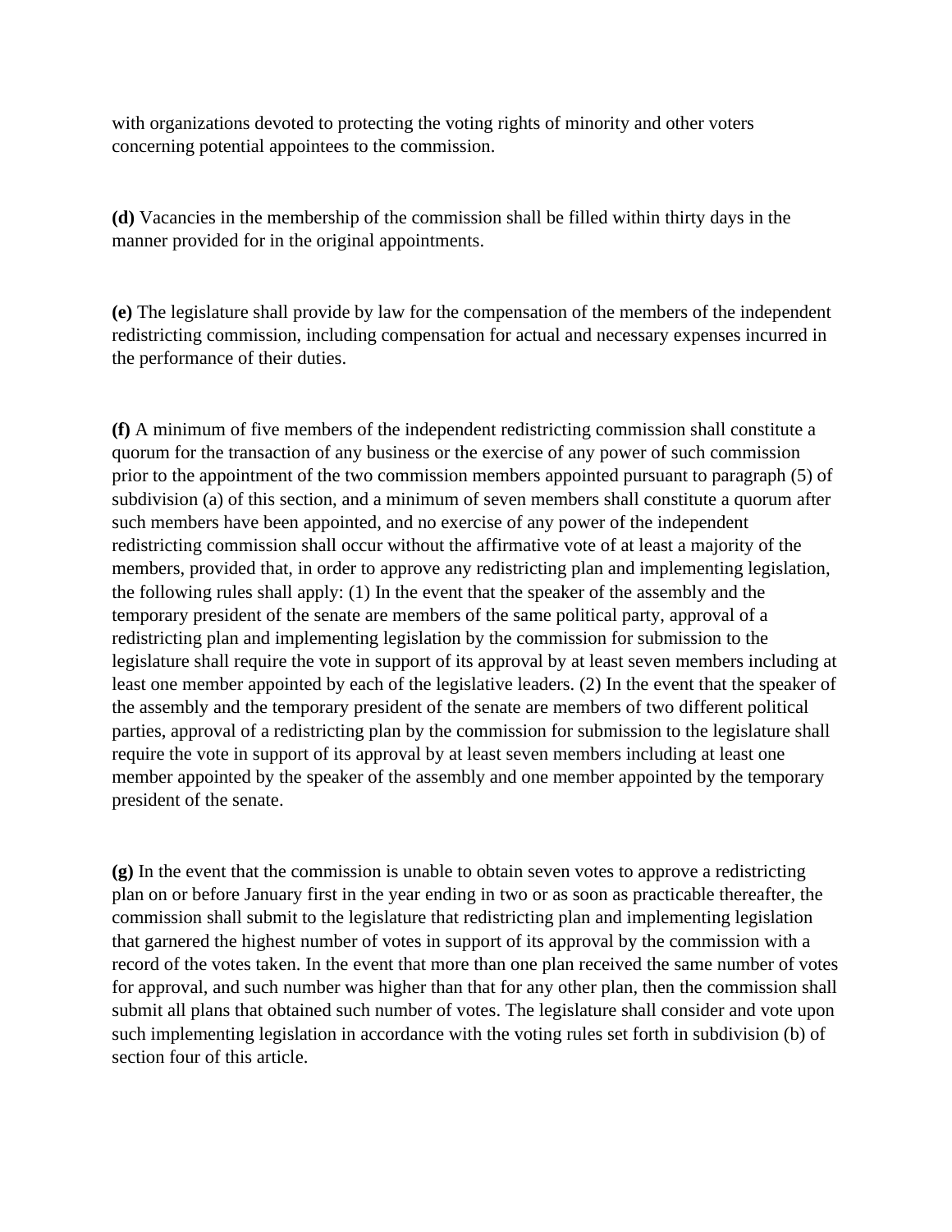with organizations devoted to protecting the voting rights of minority and other voters concerning potential appointees to the commission.

**(d)** Vacancies in the membership of the commission shall be filled within thirty days in the manner provided for in the original appointments.

**(e)** The legislature shall provide by law for the compensation of the members of the independent redistricting commission, including compensation for actual and necessary expenses incurred in the performance of their duties.

**(f)** A minimum of five members of the independent redistricting commission shall constitute a quorum for the transaction of any business or the exercise of any power of such commission prior to the appointment of the two commission members appointed pursuant to paragraph (5) of subdivision (a) of this section, and a minimum of seven members shall constitute a quorum after such members have been appointed, and no exercise of any power of the independent redistricting commission shall occur without the affirmative vote of at least a majority of the members, provided that, in order to approve any redistricting plan and implementing legislation, the following rules shall apply: (1) In the event that the speaker of the assembly and the temporary president of the senate are members of the same political party, approval of a redistricting plan and implementing legislation by the commission for submission to the legislature shall require the vote in support of its approval by at least seven members including at least one member appointed by each of the legislative leaders. (2) In the event that the speaker of the assembly and the temporary president of the senate are members of two different political parties, approval of a redistricting plan by the commission for submission to the legislature shall require the vote in support of its approval by at least seven members including at least one member appointed by the speaker of the assembly and one member appointed by the temporary president of the senate.

**(g)** In the event that the commission is unable to obtain seven votes to approve a redistricting plan on or before January first in the year ending in two or as soon as practicable thereafter, the commission shall submit to the legislature that redistricting plan and implementing legislation that garnered the highest number of votes in support of its approval by the commission with a record of the votes taken. In the event that more than one plan received the same number of votes for approval, and such number was higher than that for any other plan, then the commission shall submit all plans that obtained such number of votes. The legislature shall consider and vote upon such implementing legislation in accordance with the voting rules set forth in subdivision (b) of section four of this article.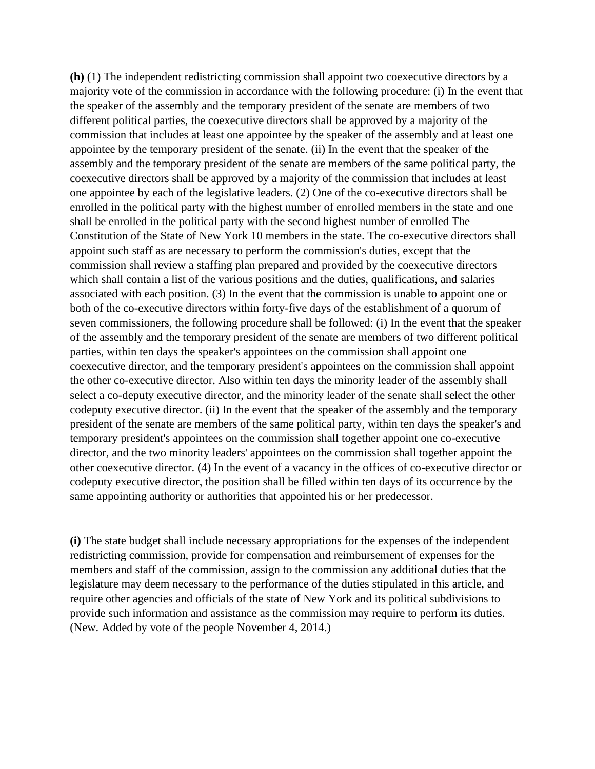**(h)** (1) The independent redistricting commission shall appoint two coexecutive directors by a majority vote of the commission in accordance with the following procedure: (i) In the event that the speaker of the assembly and the temporary president of the senate are members of two different political parties, the coexecutive directors shall be approved by a majority of the commission that includes at least one appointee by the speaker of the assembly and at least one appointee by the temporary president of the senate. (ii) In the event that the speaker of the assembly and the temporary president of the senate are members of the same political party, the coexecutive directors shall be approved by a majority of the commission that includes at least one appointee by each of the legislative leaders. (2) One of the co-executive directors shall be enrolled in the political party with the highest number of enrolled members in the state and one shall be enrolled in the political party with the second highest number of enrolled The Constitution of the State of New York 10 members in the state. The co-executive directors shall appoint such staff as are necessary to perform the commission's duties, except that the commission shall review a staffing plan prepared and provided by the coexecutive directors which shall contain a list of the various positions and the duties, qualifications, and salaries associated with each position. (3) In the event that the commission is unable to appoint one or both of the co-executive directors within forty-five days of the establishment of a quorum of seven commissioners, the following procedure shall be followed: (i) In the event that the speaker of the assembly and the temporary president of the senate are members of two different political parties, within ten days the speaker's appointees on the commission shall appoint one coexecutive director, and the temporary president's appointees on the commission shall appoint the other co-executive director. Also within ten days the minority leader of the assembly shall select a co-deputy executive director, and the minority leader of the senate shall select the other codeputy executive director. (ii) In the event that the speaker of the assembly and the temporary president of the senate are members of the same political party, within ten days the speaker's and temporary president's appointees on the commission shall together appoint one co-executive director, and the two minority leaders' appointees on the commission shall together appoint the other coexecutive director. (4) In the event of a vacancy in the offices of co-executive director or codeputy executive director, the position shall be filled within ten days of its occurrence by the same appointing authority or authorities that appointed his or her predecessor.

**(i)** The state budget shall include necessary appropriations for the expenses of the independent redistricting commission, provide for compensation and reimbursement of expenses for the members and staff of the commission, assign to the commission any additional duties that the legislature may deem necessary to the performance of the duties stipulated in this article, and require other agencies and officials of the state of New York and its political subdivisions to provide such information and assistance as the commission may require to perform its duties. (New. Added by vote of the people November 4, 2014.)